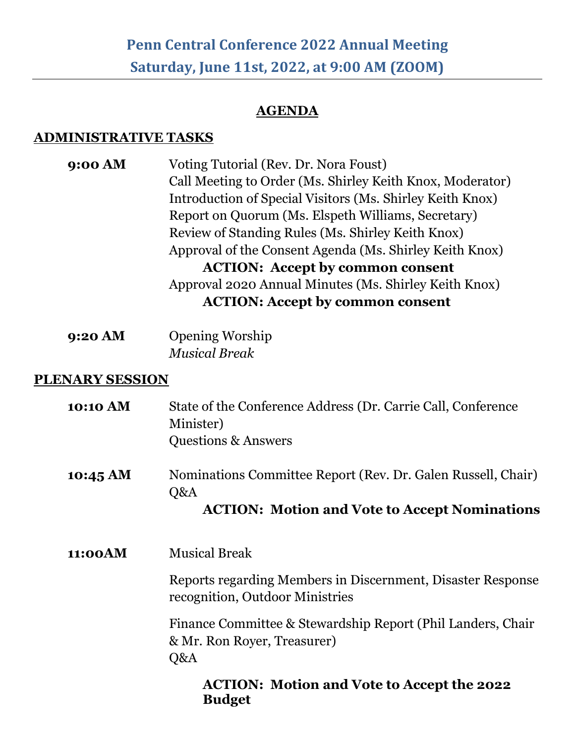# Penn Central Conference 2022 Annual Meeting
# Saturday, June 11st, 2022, at 9:00 AM (ZOOM)

---

## AGENDA

### ADMINISTRATIVE TASKS

**9:00 AM**

Voting Tutorial (Rev. Dr. Nora Foust)
Call Meeting to Order (Ms. Shirley Keith Knox, Moderator)
Introduction of Special Visitors (Ms. Shirley Keith Knox)
Report on Quorum (Ms. Elspeth Williams, Secretary)
Review of Standing Rules (Ms. Shirley Keith Knox)
Approval of the Consent Agenda (Ms. Shirley Keith Knox)
**ACTION: Accept by common consent**
Approval 2020 Annual Minutes (Ms. Shirley Keith Knox)
**ACTION: Accept by common consent**

**9:20 AM**

Opening Worship
*Musical Break*

### PLENARY SESSION

**10:10 AM**

State of the Conference Address (Dr. Carrie Call, Conference Minister)
Questions & Answers

**10:45 AM**

Nominations Committee Report (Rev. Dr. Galen Russell, Chair)
Q&A
**ACTION: Motion and Vote to Accept Nominations**

**11:00AM**

Musical Break

Reports regarding Members in Discernment, Disaster Response recognition, Outdoor Ministries

Finance Committee & Stewardship Report (Phil Landers, Chair & Mr. Ron Royer, Treasurer)
Q&A

**ACTION: Motion and Vote to Accept the 2022 Budget**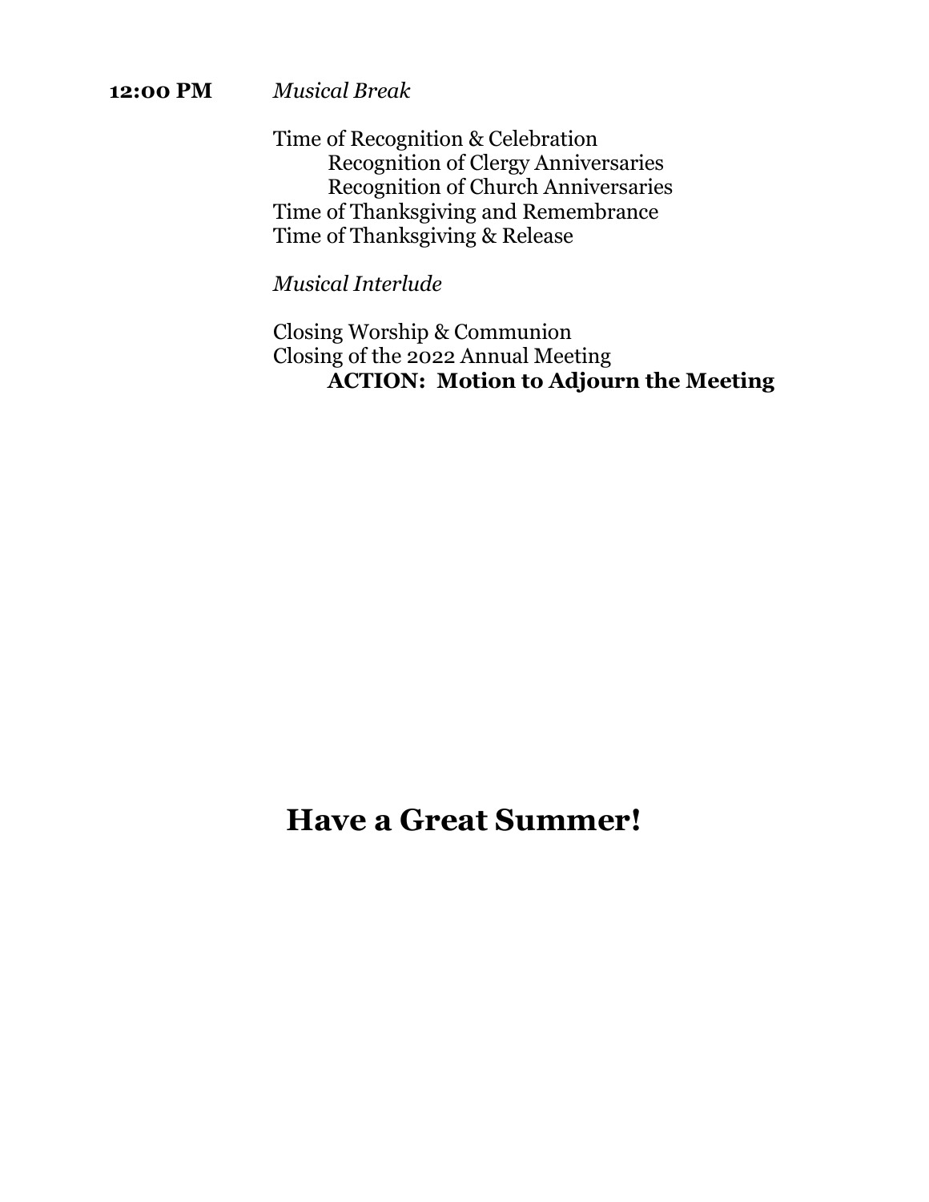**12:00 PM** *Musical Break*

Time of Recognition & Celebration
- Recognition of Clergy Anniversaries
- Recognition of Church Anniversaries

Time of Thanksgiving and Remembrance
Time of Thanksgiving & Release

*Musical Interlude*

Closing Worship & Communion
Closing of the 2022 Annual Meeting
- **ACTION: Motion to Adjourn the Meeting**

# Have a Great Summer!